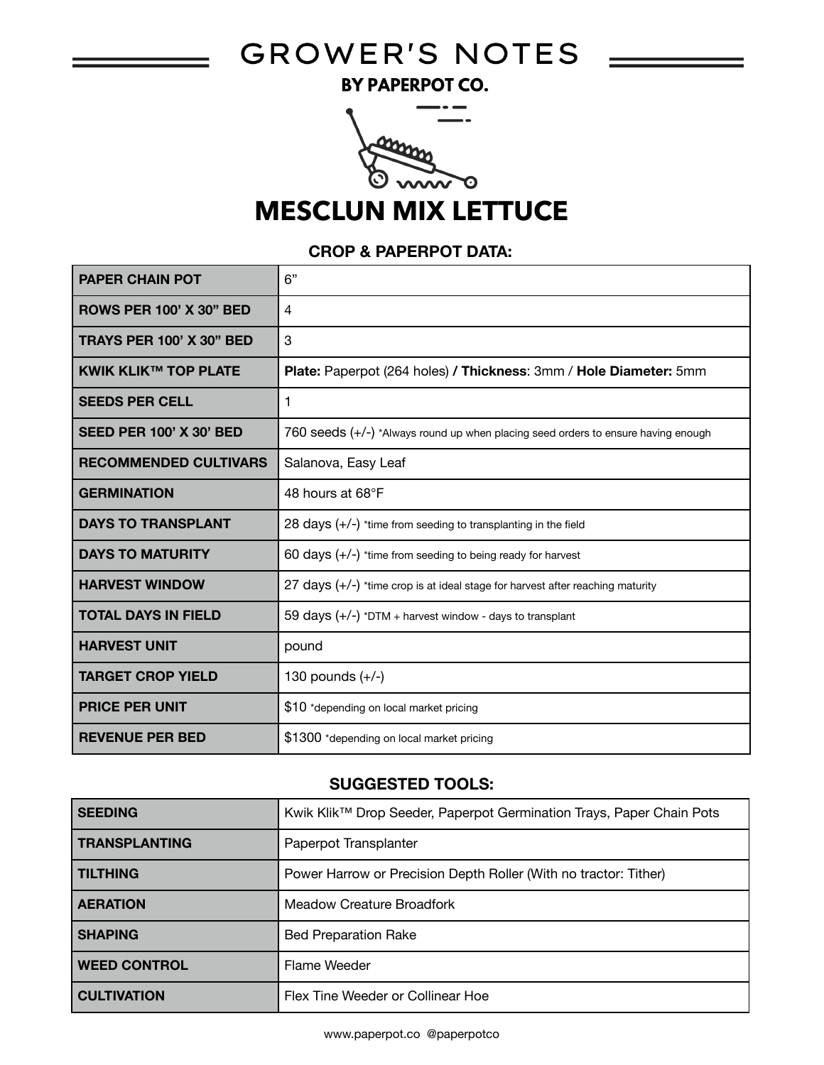# GROWER'S NOTES

**BY PAPERPOT CO.**

# MESCLUN MIX LETTUCE

### CROP & PAPERPOT DATA:

| | |
|---|---|
| **PAPER CHAIN POT** | 6” |
| **ROWS PER 100’ X 30” BED** | 4 |
| **TRAYS PER 100’ X 30” BED** | 3 |
| **KWIK KLIK™ TOP PLATE** | **Plate:** Paperpot (264 holes) **/ Thickness**: 3mm / **Hole Diameter:** 5mm |
| **SEEDS PER CELL** | 1 |
| **SEED PER 100’ X 30’ BED** | 760 seeds (+/-) *Always round up when placing seed orders to ensure having enough |
| **RECOMMENDED CULTIVARS** | Salanova, Easy Leaf |
| **GERMINATION** | 48 hours at 68°F |
| **DAYS TO TRANSPLANT** | 28 days (+/-) *time from seeding to transplanting in the field |
| **DAYS TO MATURITY** | 60 days (+/-) *time from seeding to being ready for harvest |
| **HARVEST WINDOW** | 27 days (+/-) *time crop is at ideal stage for harvest after reaching maturity |
| **TOTAL DAYS IN FIELD** | 59 days (+/-) *DTM + harvest window - days to transplant |
| **HARVEST UNIT** | pound |
| **TARGET CROP YIELD** | 130 pounds (+/-) |
| **PRICE PER UNIT** | $10 *depending on local market pricing |
| **REVENUE PER BED** | $1300 *depending on local market pricing |

### SUGGESTED TOOLS:

| | |
|---|---|
| **SEEDING** | Kwik Klik™ Drop Seeder, Paperpot Germination Trays, Paper Chain Pots |
| **TRANSPLANTING** | Paperpot Transplanter |
| **TILTHING** | Power Harrow or Precision Depth Roller (With no tractor: Tither) |
| **AERATION** | Meadow Creature Broadfork |
| **SHAPING** | Bed Preparation Rake |
| **WEED CONTROL** | Flame Weeder |
| **CULTIVATION** | Flex Tine Weeder or Collinear Hoe |

www.paperpot.co @paperpotco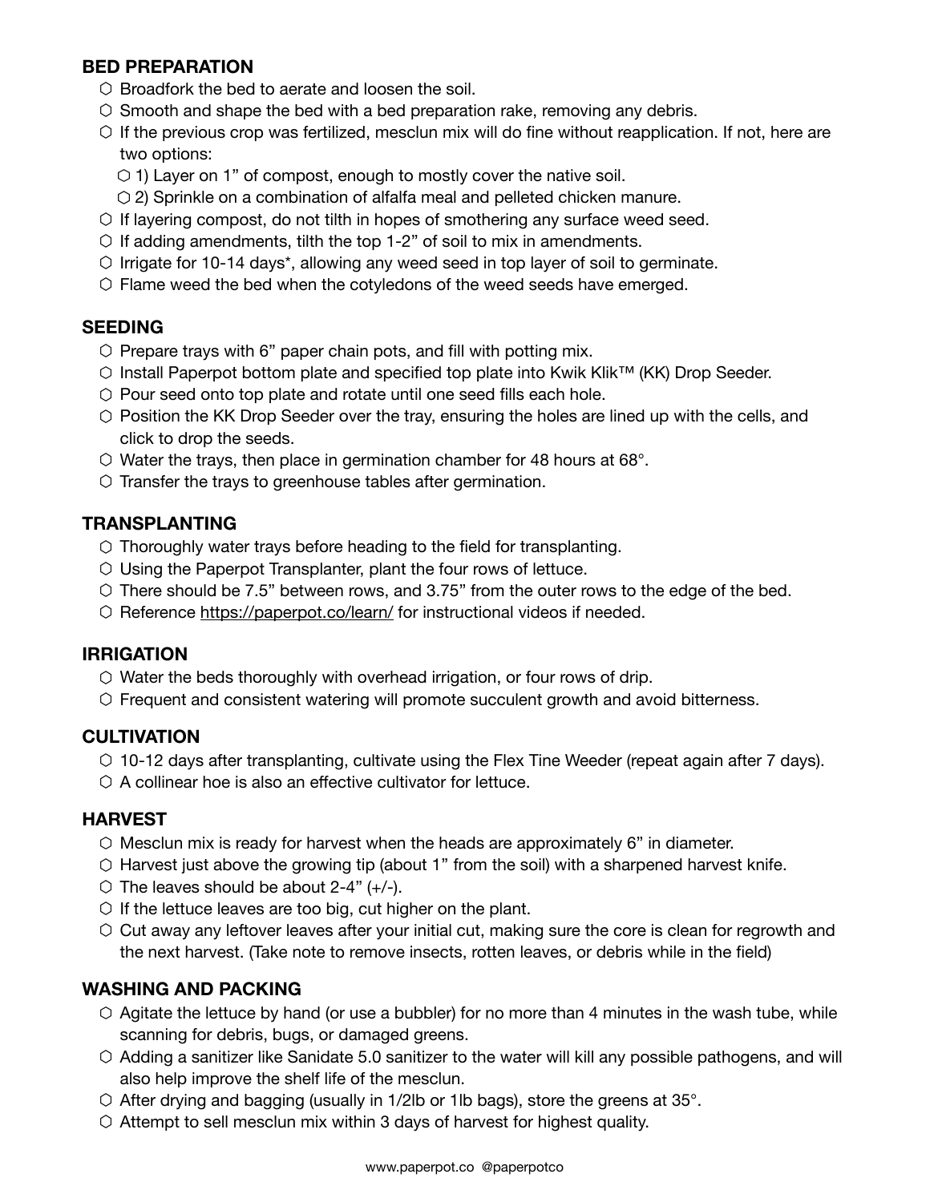## BED PREPARATION

- Broadfork the bed to aerate and loosen the soil.
- Smooth and shape the bed with a bed preparation rake, removing any debris.
- If the previous crop was fertilized, mesclun mix will do fine without reapplication. If not, here are two options:
  - 1) Layer on 1" of compost, enough to mostly cover the native soil.
  - 2) Sprinkle on a combination of alfalfa meal and pelleted chicken manure.
- If layering compost, do not tilth in hopes of smothering any surface weed seed.
- If adding amendments, tilth the top 1-2" of soil to mix in amendments.
- Irrigate for 10-14 days*, allowing any weed seed in top layer of soil to germinate.
- Flame weed the bed when the cotyledons of the weed seeds have emerged.

## SEEDING

- Prepare trays with 6" paper chain pots, and fill with potting mix.
- Install Paperpot bottom plate and specified top plate into Kwik Klik™ (KK) Drop Seeder.
- Pour seed onto top plate and rotate until one seed fills each hole.
- Position the KK Drop Seeder over the tray, ensuring the holes are lined up with the cells, and click to drop the seeds.
- Water the trays, then place in germination chamber for 48 hours at 68°.
- Transfer the trays to greenhouse tables after germination.

## TRANSPLANTING

- Thoroughly water trays before heading to the field for transplanting.
- Using the Paperpot Transplanter, plant the four rows of lettuce.
- There should be 7.5" between rows, and 3.75" from the outer rows to the edge of the bed.
- Reference https://paperpot.co/learn/ for instructional videos if needed.

## IRRIGATION

- Water the beds thoroughly with overhead irrigation, or four rows of drip.
- Frequent and consistent watering will promote succulent growth and avoid bitterness.

## CULTIVATION

- 10-12 days after transplanting, cultivate using the Flex Tine Weeder (repeat again after 7 days).
- A collinear hoe is also an effective cultivator for lettuce.

## HARVEST

- Mesclun mix is ready for harvest when the heads are approximately 6" in diameter.
- Harvest just above the growing tip (about 1" from the soil) with a sharpened harvest knife.
- The leaves should be about 2-4" (+/-).
- If the lettuce leaves are too big, cut higher on the plant.
- Cut away any leftover leaves after your initial cut, making sure the core is clean for regrowth and the next harvest. (Take note to remove insects, rotten leaves, or debris while in the field)

## WASHING AND PACKING

- Agitate the lettuce by hand (or use a bubbler) for no more than 4 minutes in the wash tube, while scanning for debris, bugs, or damaged greens.
- Adding a sanitizer like Sanidate 5.0 sanitizer to the water will kill any possible pathogens, and will also help improve the shelf life of the mesclun.
- After drying and bagging (usually in 1/2lb or 1lb bags), store the greens at 35°.
- Attempt to sell mesclun mix within 3 days of harvest for highest quality.